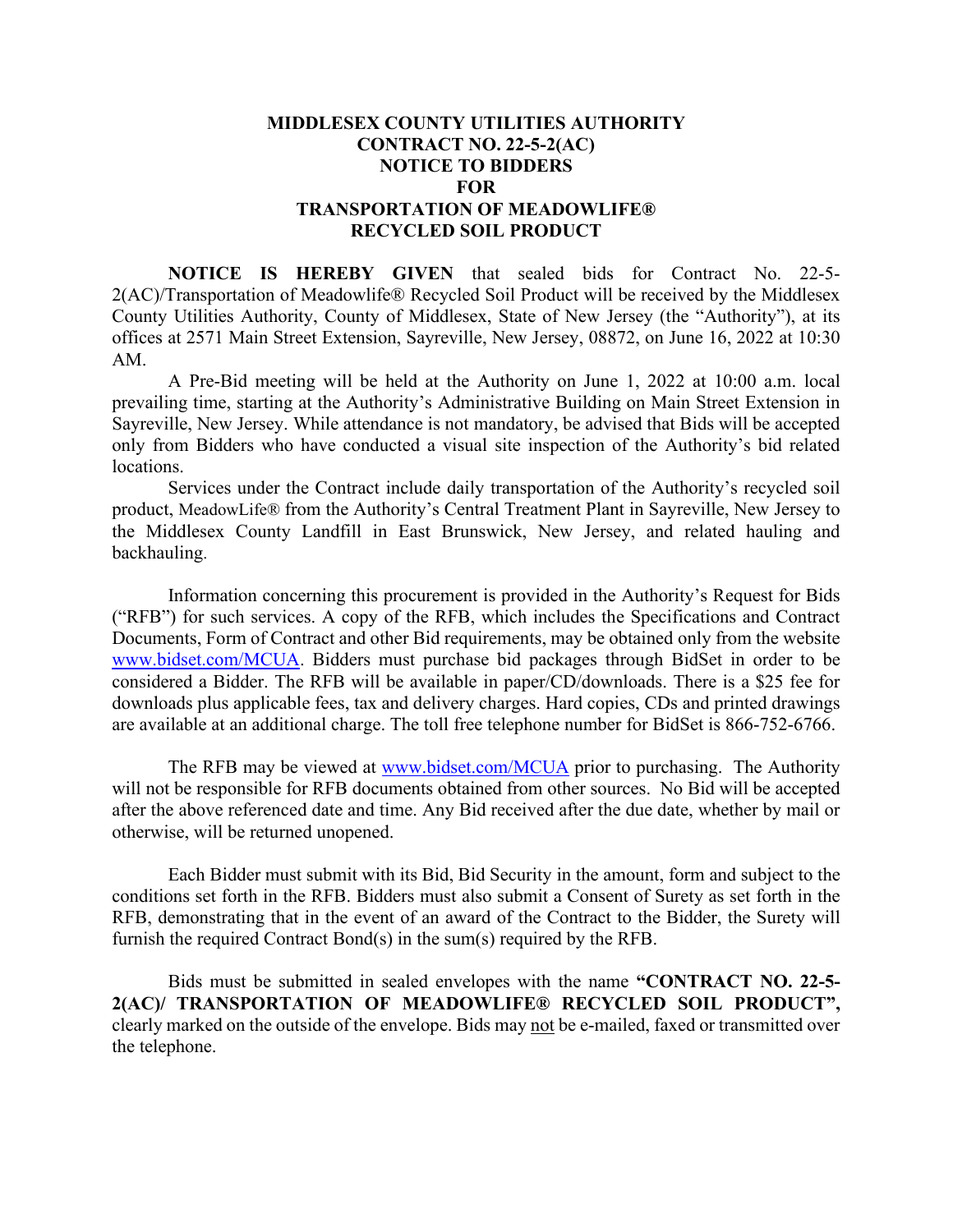# MIDDLESEX COUNTY UTILITIES AUTHORITY
## CONTRACT NO. 22-5-2(AC)
## NOTICE TO BIDDERS
## FOR
## TRANSPORTATION OF MEADOWLIFE® RECYCLED SOIL PRODUCT

**NOTICE IS HEREBY GIVEN** that sealed bids for Contract No. 22-5-2(AC)/Transportation of Meadowlife® Recycled Soil Product will be received by the Middlesex County Utilities Authority, County of Middlesex, State of New Jersey (the "Authority"), at its offices at 2571 Main Street Extension, Sayreville, New Jersey, 08872, on June 16, 2022 at 10:30 AM.

A Pre-Bid meeting will be held at the Authority on June 1, 2022 at 10:00 a.m. local prevailing time, starting at the Authority's Administrative Building on Main Street Extension in Sayreville, New Jersey. While attendance is not mandatory, be advised that Bids will be accepted only from Bidders who have conducted a visual site inspection of the Authority's bid related locations.

Services under the Contract include daily transportation of the Authority's recycled soil product, MeadowLife® from the Authority's Central Treatment Plant in Sayreville, New Jersey to the Middlesex County Landfill in East Brunswick, New Jersey, and related hauling and backhauling.

Information concerning this procurement is provided in the Authority's Request for Bids ("RFB") for such services. A copy of the RFB, which includes the Specifications and Contract Documents, Form of Contract and other Bid requirements, may be obtained only from the website www.bidset.com/MCUA. Bidders must purchase bid packages through BidSet in order to be considered a Bidder. The RFB will be available in paper/CD/downloads. There is a $25 fee for downloads plus applicable fees, tax and delivery charges. Hard copies, CDs and printed drawings are available at an additional charge. The toll free telephone number for BidSet is 866-752-6766.

The RFB may be viewed at www.bidset.com/MCUA prior to purchasing. The Authority will not be responsible for RFB documents obtained from other sources. No Bid will be accepted after the above referenced date and time. Any Bid received after the due date, whether by mail or otherwise, will be returned unopened.

Each Bidder must submit with its Bid, Bid Security in the amount, form and subject to the conditions set forth in the RFB. Bidders must also submit a Consent of Surety as set forth in the RFB, demonstrating that in the event of an award of the Contract to the Bidder, the Surety will furnish the required Contract Bond(s) in the sum(s) required by the RFB.

Bids must be submitted in sealed envelopes with the name **"CONTRACT NO. 22-5-2(AC)/ TRANSPORTATION OF MEADOWLIFE® RECYCLED SOIL PRODUCT",** clearly marked on the outside of the envelope. Bids may not be e-mailed, faxed or transmitted over the telephone.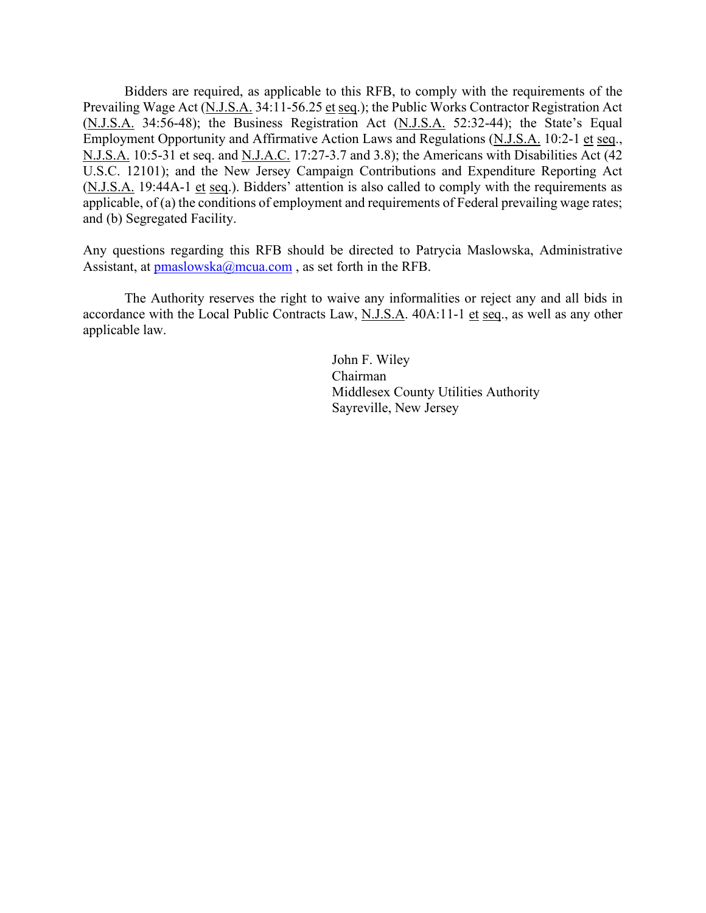Bidders are required, as applicable to this RFB, to comply with the requirements of the Prevailing Wage Act (N.J.S.A. 34:11-56.25 et seq.); the Public Works Contractor Registration Act (N.J.S.A. 34:56-48); the Business Registration Act (N.J.S.A. 52:32-44); the State's Equal Employment Opportunity and Affirmative Action Laws and Regulations (N.J.S.A. 10:2-1 et seq., N.J.S.A. 10:5-31 et seq. and N.J.A.C. 17:27-3.7 and 3.8); the Americans with Disabilities Act (42 U.S.C. 12101); and the New Jersey Campaign Contributions and Expenditure Reporting Act (N.J.S.A. 19:44A-1 et seq.). Bidders' attention is also called to comply with the requirements as applicable, of (a) the conditions of employment and requirements of Federal prevailing wage rates; and (b) Segregated Facility.

Any questions regarding this RFB should be directed to Patrycia Maslowska, Administrative Assistant, at pmaslowska@mcua.com , as set forth in the RFB.

The Authority reserves the right to waive any informalities or reject any and all bids in accordance with the Local Public Contracts Law, N.J.S.A. 40A:11-1 et seq., as well as any other applicable law.

John F. Wiley
Chairman
Middlesex County Utilities Authority
Sayreville, New Jersey